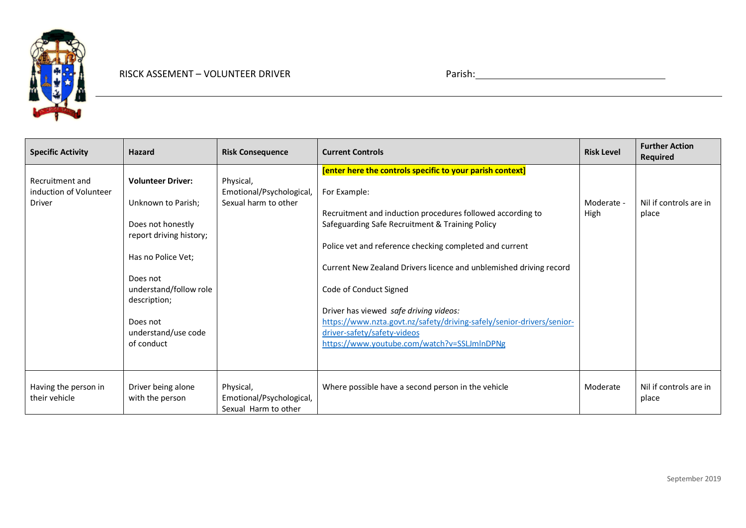RISCK ASSEMENT – VOLUNTEER DRIVER

Parish: ________________________________

| Specific Activity | Hazard | Risk Consequence | Current Controls | Risk Level | Further Action Required |
|---|---|---|---|---|---|
| Recruitment and induction of Volunteer Driver | **Volunteer Driver:**<br><br>Unknown to Parish;<br><br>Does not honestly report driving history;<br><br>Has no Police Vet;<br><br>Does not understand/follow role description;<br><br>Does not understand/use code of conduct | Physical, Emotional/Psychological, Sexual harm to other | **[enter here the controls specific to your parish context]**<br><br>For Example:<br><br>Recruitment and induction procedures followed according to Safeguarding Safe Recruitment & Training Policy<br><br>Police vet and reference checking completed and current<br><br>Current New Zealand Drivers licence and unblemished driving record<br><br>Code of Conduct Signed<br><br>Driver has viewed *safe driving videos:*<br>https://www.nzta.govt.nz/safety/driving-safely/senior-drivers/senior-driver-safety/safety-videos<br>https://www.youtube.com/watch?v=SSLJmlnDPNg | Moderate - High | Nil if controls are in place |
| Having the person in their vehicle | Driver being alone with the person | Physical, Emotional/Psychological, Sexual Harm to other | Where possible have a second person in the vehicle | Moderate | Nil if controls are in place |

September 2019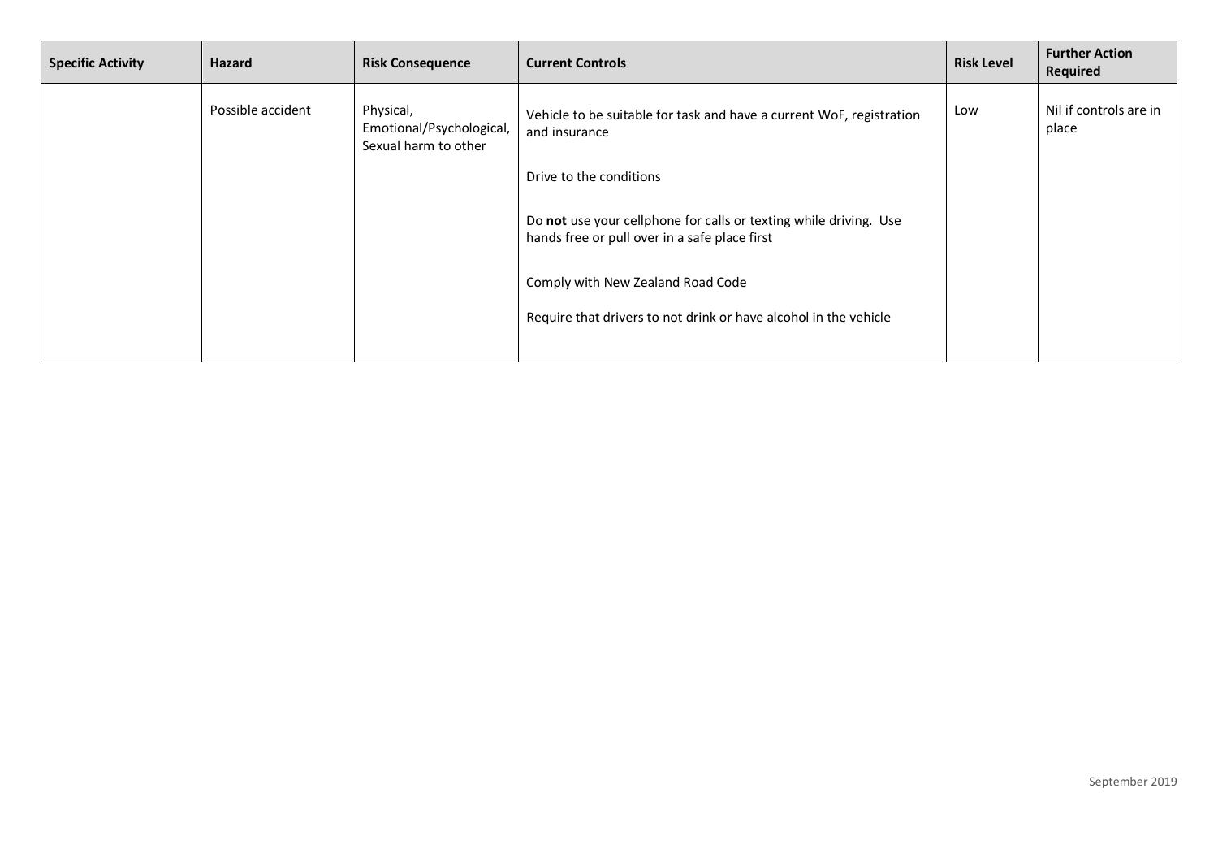| **Specific Activity** | **Hazard** | **Risk Consequence** | **Current Controls** | **Risk Level** | **Further Action Required** |
|---|---|---|---|---|---|
| | Possible accident | Physical, Emotional/Psychological, Sexual harm to other | Vehicle to be suitable for task and have a current WoF, registration and insurance<br><br>Drive to the conditions<br><br>Do **not** use your cellphone for calls or texting while driving. Use hands free or pull over in a safe place first<br><br>Comply with New Zealand Road Code<br><br>Require that drivers to not drink or have alcohol in the vehicle | Low | Nil if controls are in place |

September 2019